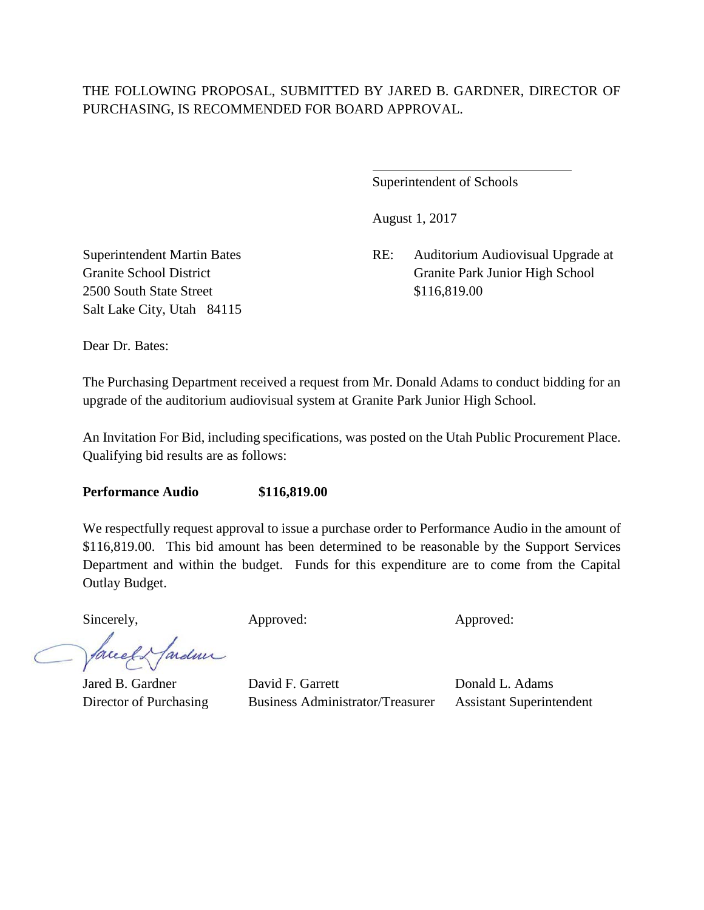THE FOLLOWING PROPOSAL, SUBMITTED BY JARED B. GARDNER, DIRECTOR OF PURCHASING, IS RECOMMENDED FOR BOARD APPROVAL.

\_\_\_\_\_\_\_\_\_\_\_\_\_\_\_\_\_\_\_\_\_\_\_\_\_\_\_\_\_\_
Superintendent of Schools

August 1, 2017

Superintendent Martin Bates
Granite School District
2500 South State Street
Salt Lake City, Utah 84115

RE: Auditorium Audiovisual Upgrade at Granite Park Junior High School
$116,819.00

Dear Dr. Bates:

The Purchasing Department received a request from Mr. Donald Adams to conduct bidding for an upgrade of the auditorium audiovisual system at Granite Park Junior High School.

An Invitation For Bid, including specifications, was posted on the Utah Public Procurement Place. Qualifying bid results are as follows:

**Performance Audio** **$116,819.00**

We respectfully request approval to issue a purchase order to Performance Audio in the amount of $116,819.00. This bid amount has been determined to be reasonable by the Support Services Department and within the budget. Funds for this expenditure are to come from the Capital Outlay Budget.

| Sincerely, | Approved: | Approved: |
|---|---|---|
| Jared B. Gardner | David F. Garrett | Donald L. Adams |
| Director of Purchasing | Business Administrator/Treasurer | Assistant Superintendent |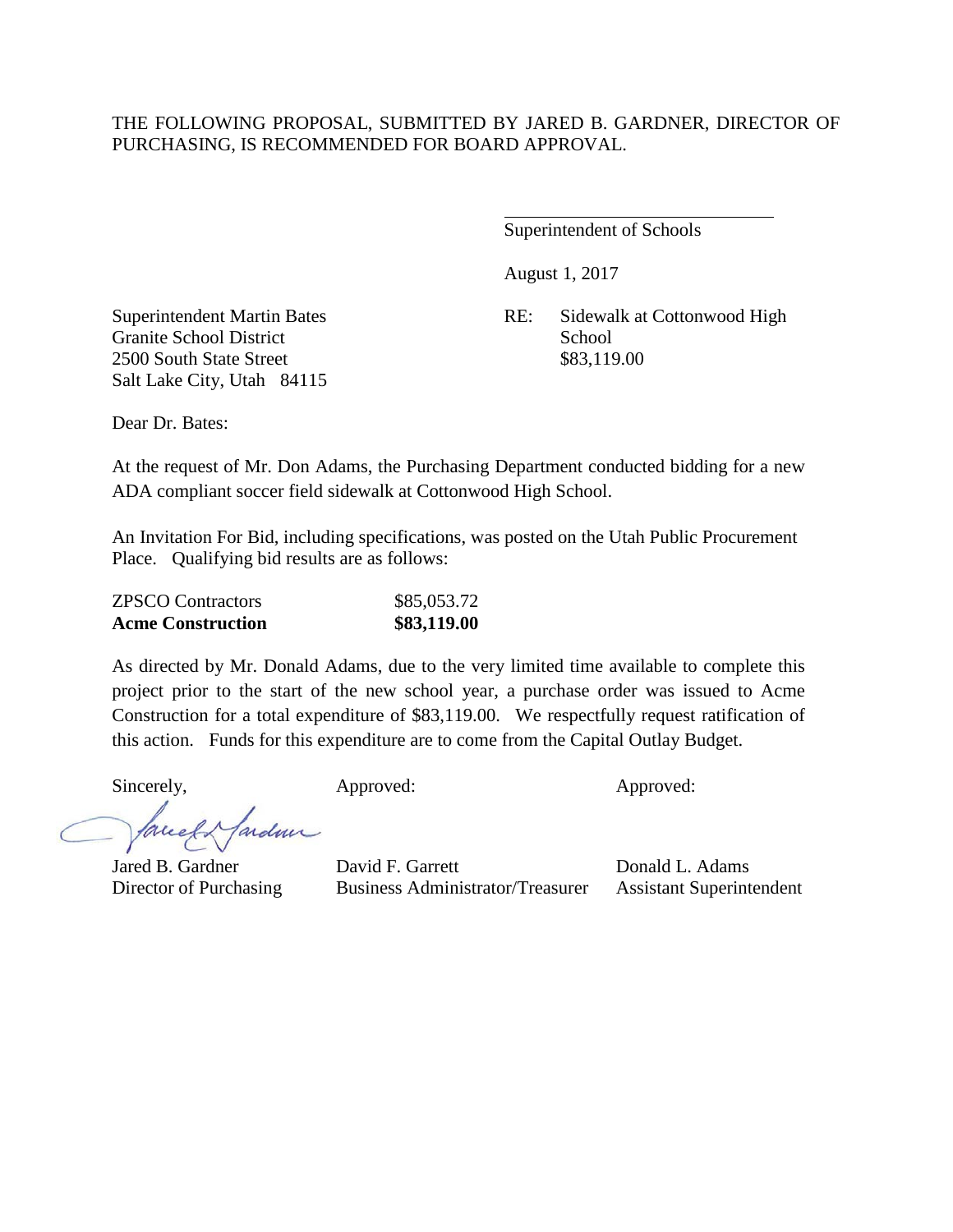THE FOLLOWING PROPOSAL, SUBMITTED BY JARED B. GARDNER, DIRECTOR OF PURCHASING, IS RECOMMENDED FOR BOARD APPROVAL.

\_\_\_\_\_\_\_\_\_\_\_\_\_\_\_\_\_\_\_\_\_\_\_\_\_\_\_\_\_\_
Superintendent of Schools

August 1, 2017

Superintendent Martin Bates
Granite School District
2500 South State Street
Salt Lake City, Utah 84115

RE: Sidewalk at Cottonwood High School
$83,119.00

Dear Dr. Bates:

At the request of Mr. Don Adams, the Purchasing Department conducted bidding for a new ADA compliant soccer field sidewalk at Cottonwood High School.

An Invitation For Bid, including specifications, was posted on the Utah Public Procurement Place. Qualifying bid results are as follows:

| | |
|---|---|
| ZPSCO Contractors | $85,053.72 |
| **Acme Construction** | **$83,119.00** |

As directed by Mr. Donald Adams, due to the very limited time available to complete this project prior to the start of the new school year, a purchase order was issued to Acme Construction for a total expenditure of $83,119.00. We respectfully request ratification of this action. Funds for this expenditure are to come from the Capital Outlay Budget.

| Sincerely, | Approved: | Approved: |
|---|---|---|
| Jared B. Gardner | David F. Garrett | Donald L. Adams |
| Director of Purchasing | Business Administrator/Treasurer | Assistant Superintendent |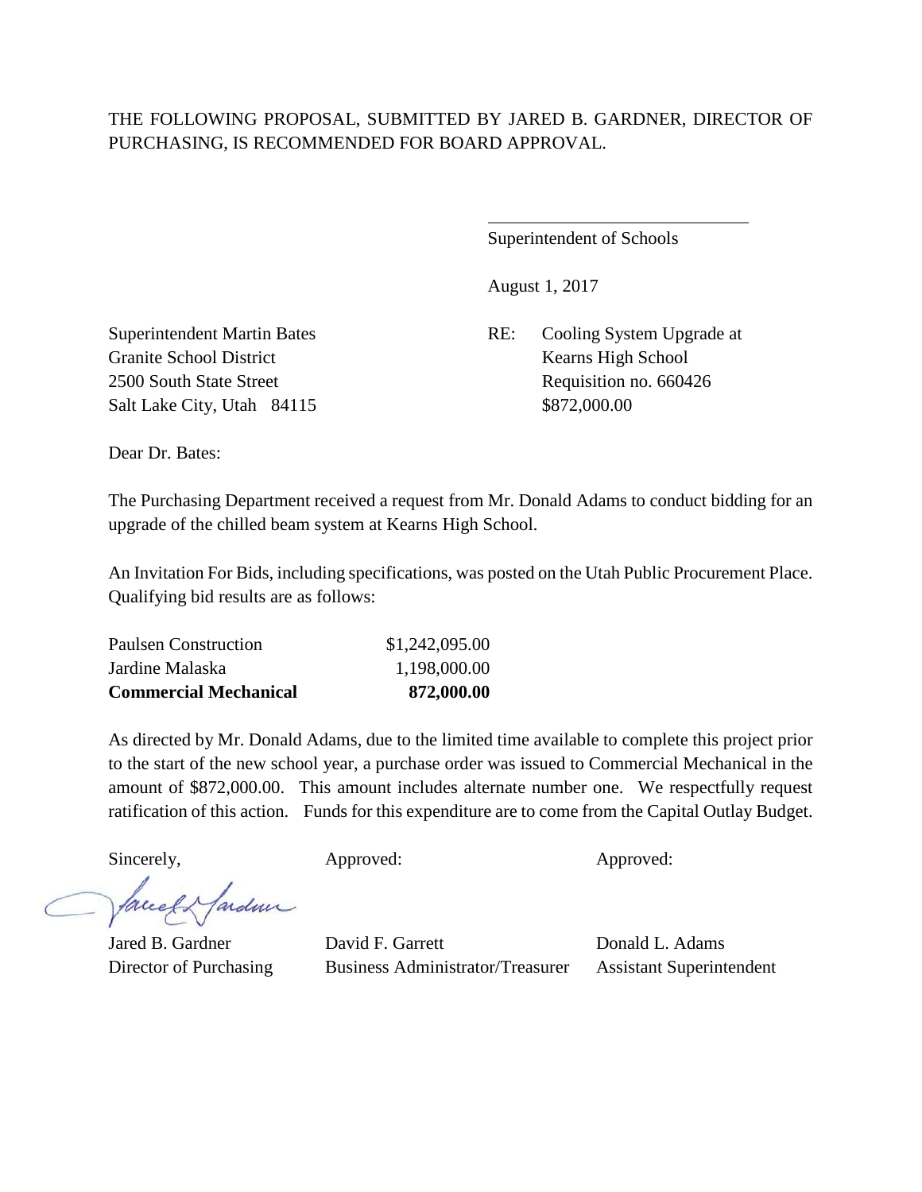THE FOLLOWING PROPOSAL, SUBMITTED BY JARED B. GARDNER, DIRECTOR OF PURCHASING, IS RECOMMENDED FOR BOARD APPROVAL.

Superintendent of Schools

August 1, 2017

Superintendent Martin Bates
Granite School District
2500 South State Street
Salt Lake City, Utah 84115

RE: Cooling System Upgrade at Kearns High School
Requisition no. 660426
$872,000.00

Dear Dr. Bates:

The Purchasing Department received a request from Mr. Donald Adams to conduct bidding for an upgrade of the chilled beam system at Kearns High School.

An Invitation For Bids, including specifications, was posted on the Utah Public Procurement Place. Qualifying bid results are as follows:

| | |
|---|---|
| Paulsen Construction | $1,242,095.00 |
| Jardine Malaska | 1,198,000.00 |
| **Commercial Mechanical** | **872,000.00** |

As directed by Mr. Donald Adams, due to the limited time available to complete this project prior to the start of the new school year, a purchase order was issued to Commercial Mechanical in the amount of $872,000.00. This amount includes alternate number one. We respectfully request ratification of this action. Funds for this expenditure are to come from the Capital Outlay Budget.

Sincerely,

Jared B. Gardner
Director of Purchasing

Approved:

David F. Garrett
Business Administrator/Treasurer

Approved:

Donald L. Adams
Assistant Superintendent